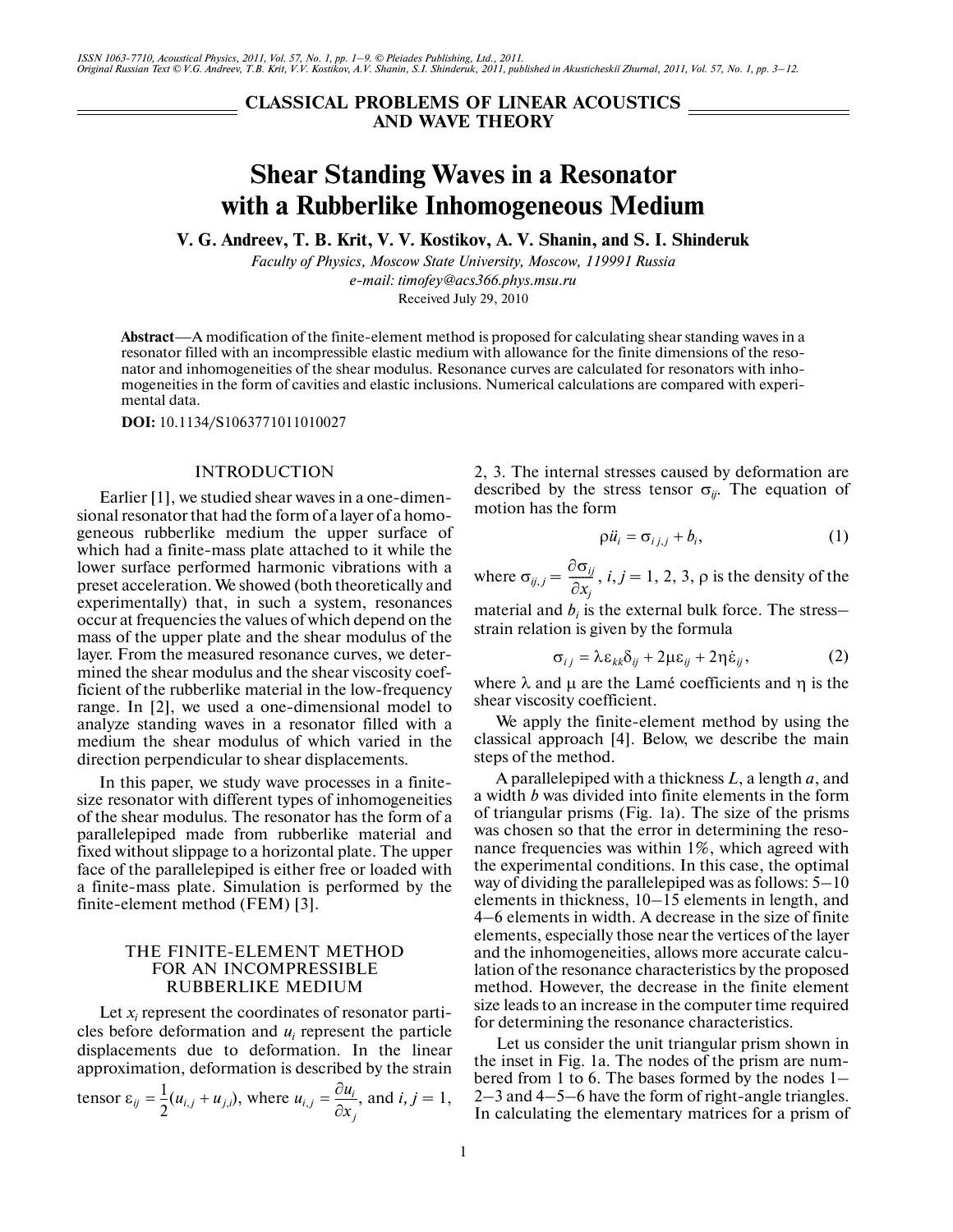CLASSICAL PROBLEMS OF LINEAR ACOUSTICS AND WAVE THEORY

# Shear Standing Waves in a Resonator with a Rubberlike Inhomogeneous Medium

**V. G. Andreev, T. B. Krit, V. V. Kostikov, A. V. Shanin, and S. I. Shinderuk**

*Faculty of Physics, Moscow State University, Moscow, 119991 Russia*
*e-mail: timofey@acs366.phys.msu.ru*

Received July 29, 2010

**Abstract**—A modification of the finite-element method is proposed for calculating shear standing waves in a resonator filled with an incompressible elastic medium with allowance for the finite dimensions of the resonator and inhomogeneities of the shear modulus. Resonance curves are calculated for resonators with inhomogeneities in the form of cavities and elastic inclusions. Numerical calculations are compared with experimental data.

**DOI:** 10.1134/S1063771011010027

## INTRODUCTION

Earlier [1], we studied shear waves in a one-dimensional resonator that had the form of a layer of a homogeneous rubberlike medium the upper surface of which had a finite-mass plate attached to it while the lower surface performed harmonic vibrations with a preset acceleration. We showed (both theoretically and experimentally) that, in such a system, resonances occur at frequencies the values of which depend on the mass of the upper plate and the shear modulus of the layer. From the measured resonance curves, we determined the shear modulus and the shear viscosity coefficient of the rubberlike material in the low-frequency range. In [2], we used a one-dimensional model to analyze standing waves in a resonator filled with a medium the shear modulus of which varied in the direction perpendicular to shear displacements.

In this paper, we study wave processes in a finite-size resonator with different types of inhomogeneities of the shear modulus. The resonator has the form of a parallelepiped made from rubberlike material and fixed without slippage to a horizontal plate. The upper face of the parallelepiped is either free or loaded with a finite-mass plate. Simulation is performed by the finite-element method (FEM) [3].

## THE FINITE-ELEMENT METHOD FOR AN INCOMPRESSIBLE RUBBERLIKE MEDIUM

Let $x_i$ represent the coordinates of resonator particles before deformation and $u_i$ represent the particle displacements due to deformation. In the linear approximation, deformation is described by the strain tensor $\varepsilon_{ij} = \frac{1}{2}(u_{i,j} + u_{j,i})$, where $u_{i,j} = \frac{\partial u_i}{\partial x_j}$, and $i, j = 1, 2, 3$. The internal stresses caused by deformation are described by the stress tensor $\sigma_{ij}$. The equation of motion has the form

$$\rho \ddot{u}_i = \sigma_{ij,j} + b_i, \tag{1}$$

where $\sigma_{ij,j} = \frac{\partial \sigma_{ij}}{\partial x_j}$, $i, j = 1, 2, 3$, $\rho$ is the density of the material and $b_i$ is the external bulk force. The stress–strain relation is given by the formula

$$\sigma_{ij} = \lambda \varepsilon_{kk} \delta_{ij} + 2\mu \varepsilon_{ij} + 2\eta \dot{\varepsilon}_{ij}, \tag{2}$$

where $\lambda$ and $\mu$ are the Lamé coefficients and $\eta$ is the shear viscosity coefficient.

We apply the finite-element method by using the classical approach [4]. Below, we describe the main steps of the method.

A parallelepiped with a thickness $L$, a length $a$, and a width $b$ was divided into finite elements in the form of triangular prisms (Fig. 1a). The size of the prisms was chosen so that the error in determining the resonance frequencies was within 1%, which agreed with the experimental conditions. In this case, the optimal way of dividing the parallelepiped was as follows: 5–10 elements in thickness, 10–15 elements in length, and 4–6 elements in width. A decrease in the size of finite elements, especially those near the vertices of the layer and the inhomogeneities, allows more accurate calculation of the resonance characteristics by the proposed method. However, the decrease in the finite element size leads to an increase in the computer time required for determining the resonance characteristics.

Let us consider the unit triangular prism shown in the inset in Fig. 1a. The nodes of the prism are numbered from 1 to 6. The bases formed by the nodes 1–2–3 and 4–5–6 have the form of right-angle triangles. In calculating the elementary matrices for a prism of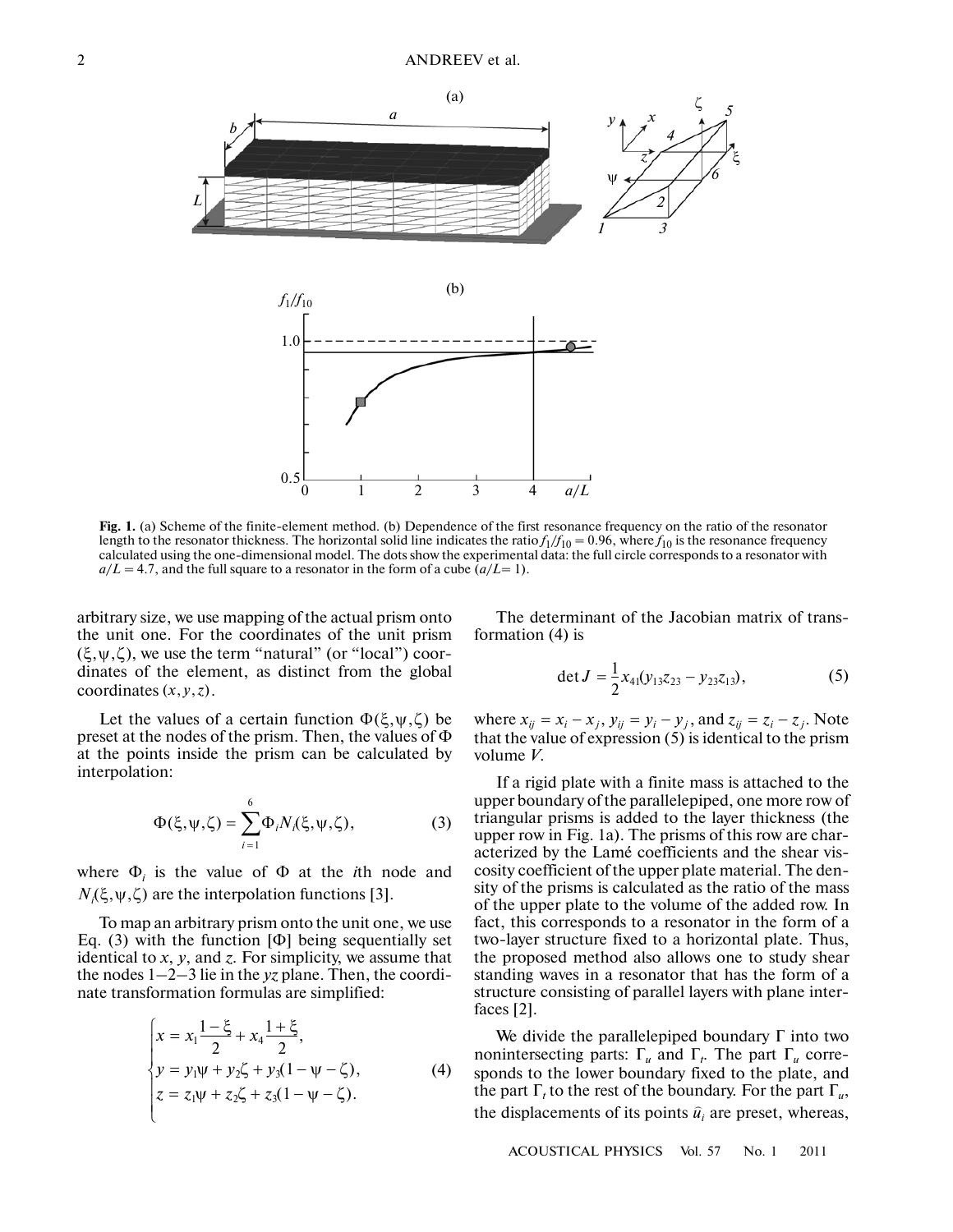**Fig. 1.** (a) Scheme of the finite-element method. (b) Dependence of the first resonance frequency on the ratio of the resonator length to the resonator thickness. The horizontal solid line indicates the ratio $f_1/f_{10} = 0.96$, where $f_{10}$ is the resonance frequency calculated using the one-dimensional model. The dots show the experimental data: the full circle corresponds to a resonator with $a/L = 4.7$, and the full square to a resonator in the form of a cube ($a/L = 1$).

arbitrary size, we use mapping of the actual prism onto the unit one. For the coordinates of the unit prism $(\xi, \psi, \zeta)$, we use the term "natural" (or "local") coordinates of the element, as distinct from the global coordinates $(x, y, z)$.

Let the values of a certain function $\Phi(\xi, \psi, \zeta)$ be preset at the nodes of the prism. Then, the values of $\Phi$ at the points inside the prism can be calculated by interpolation:

$$\Phi(\xi, \psi, \zeta) = \sum_{i=1}^{6} \Phi_i N_i(\xi, \psi, \zeta), \tag{3}$$

where $\Phi_i$ is the value of $\Phi$ at the $i$th node and $N_i(\xi, \psi, \zeta)$ are the interpolation functions [3].

To map an arbitrary prism onto the unit one, we use Eq. (3) with the function $[\Phi]$ being sequentially set identical to $x$, $y$, and $z$. For simplicity, we assume that the nodes 1–2–3 lie in the $yz$ plane. Then, the coordinate transformation formulas are simplified:

$$\begin{cases} x = x_1 \dfrac{1-\xi}{2} + x_4 \dfrac{1+\xi}{2}, \\ y = y_1\psi + y_2\zeta + y_3(1 - \psi - \zeta), \\ z = z_1\psi + z_2\zeta + z_3(1 - \psi - \zeta). \end{cases} \tag{4}$$

The determinant of the Jacobian matrix of transformation (4) is

$$\det J = \frac{1}{2} x_{41}(y_{13}z_{23} - y_{23}z_{13}), \tag{5}$$

where $x_{ij} = x_i - x_j$, $y_{ij} = y_i - y_j$, and $z_{ij} = z_i - z_j$. Note that the value of expression (5) is identical to the prism volume $V$.

If a rigid plate with a finite mass is attached to the upper boundary of the parallelepiped, one more row of triangular prisms is added to the layer thickness (the upper row in Fig. 1a). The prisms of this row are characterized by the Lamé coefficients and the shear viscosity coefficient of the upper plate material. The density of the prisms is calculated as the ratio of the mass of the upper plate to the volume of the added row. In fact, this corresponds to a resonator in the form of a two-layer structure fixed to a horizontal plate. Thus, the proposed method also allows one to study shear standing waves in a resonator that has the form of a structure consisting of parallel layers with plane interfaces [2].

We divide the parallelepiped boundary $\Gamma$ into two nonintersecting parts: $\Gamma_u$ and $\Gamma_t$. The part $\Gamma_u$ corresponds to the lower boundary fixed to the plate, and the part $\Gamma_t$ to the rest of the boundary. For the part $\Gamma_u$, the displacements of its points $\hat{u}_i$ are preset, whereas,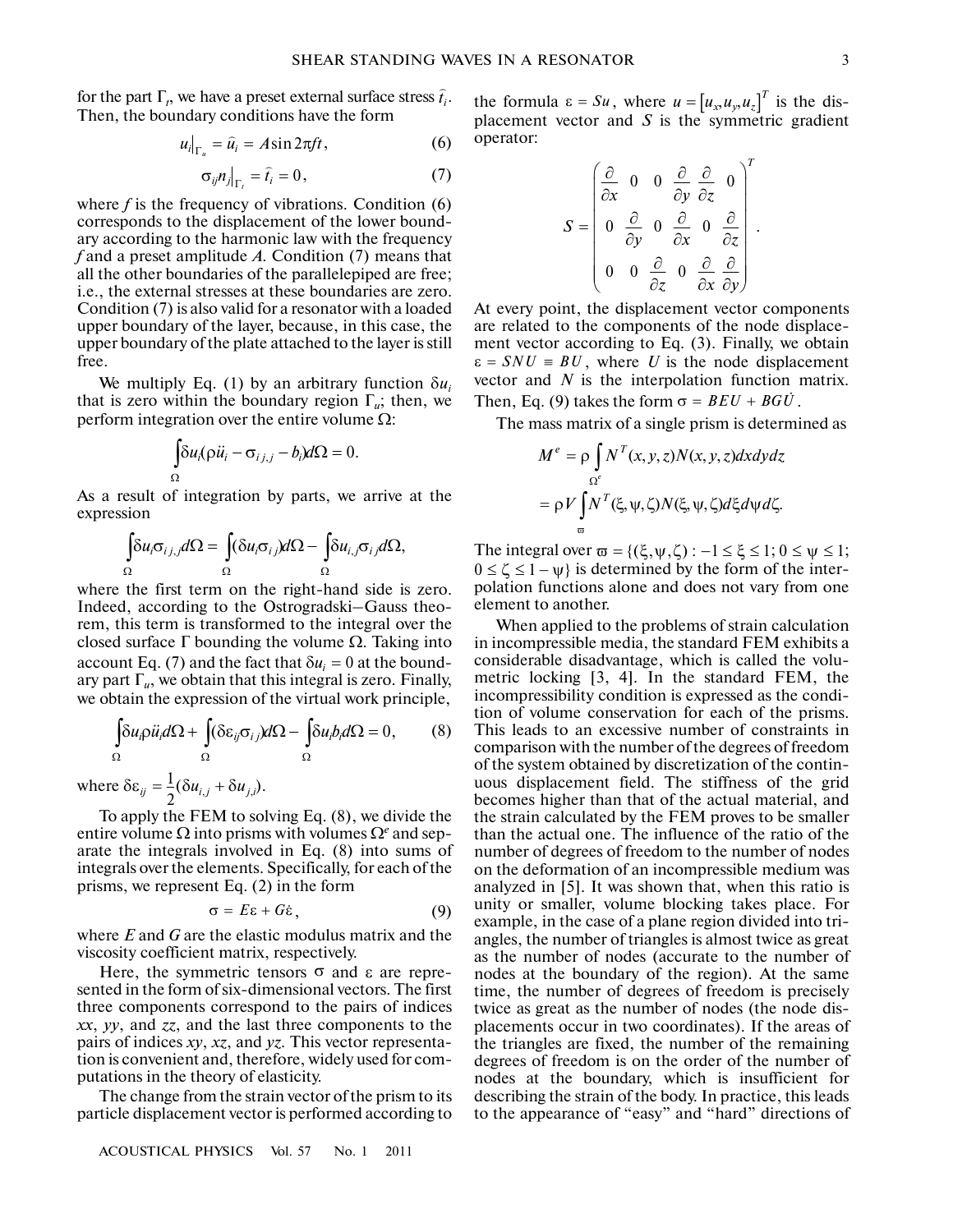for the part $\Gamma_t$, we have a preset external surface stress $\hat{t}_i$. Then, the boundary conditions have the form

$$u_i\big|_{\Gamma_u} = \hat{u}_i = A\sin 2\pi ft, \tag{6}$$

$$\sigma_{ij}n_j\big|_{\Gamma_t} = \hat{t}_i = 0, \tag{7}$$

where $f$ is the frequency of vibrations. Condition (6) corresponds to the displacement of the lower boundary according to the harmonic law with the frequency $f$ and a preset amplitude $A$. Condition (7) means that all the other boundaries of the parallelepiped are free; i.e., the external stresses at these boundaries are zero. Condition (7) is also valid for a resonator with a loaded upper boundary of the layer, because, in this case, the upper boundary of the plate attached to the layer is still free.

We multiply Eq. (1) by an arbitrary function $\delta u_i$ that is zero within the boundary region $\Gamma_u$; then, we perform integration over the entire volume $\Omega$:

$$\int_\Omega \delta u_i(\rho\ddot{u}_i - \sigma_{ij,j} - b_i)d\Omega = 0.$$

As a result of integration by parts, we arrive at the expression

$$\int_\Omega \delta u_i\sigma_{ij,j}d\Omega = \int_\Omega (\delta u_i\sigma_{ij})_{,j}d\Omega - \int_\Omega \delta u_{i,j}\sigma_{ij}d\Omega,$$

where the first term on the right-hand side is zero. Indeed, according to the Ostrogradski–Gauss theorem, this term is transformed to the integral over the closed surface $\Gamma$ bounding the volume $\Omega$. Taking into account Eq. (7) and the fact that $\delta u_i = 0$ at the boundary part $\Gamma_u$, we obtain that this integral is zero. Finally, we obtain the expression of the virtual work principle,

$$\int_\Omega \delta u_i\rho\ddot{u}_i d\Omega + \int_\Omega (\delta\varepsilon_{ij}\sigma_{ij})d\Omega - \int_\Omega \delta u_i b_i d\Omega = 0, \tag{8}$$

where $\delta\varepsilon_{ij} = \frac{1}{2}(\delta u_{i,j} + \delta u_{j,i})$.

To apply the FEM to solving Eq. (8), we divide the entire volume $\Omega$ into prisms with volumes $\Omega^e$ and separate the integrals involved in Eq. (8) into sums of integrals over the elements. Specifically, for each of the prisms, we represent Eq. (2) in the form

$$\sigma = E\varepsilon + G\dot{\varepsilon}, \tag{9}$$

where $E$ and $G$ are the elastic modulus matrix and the viscosity coefficient matrix, respectively.

Here, the symmetric tensors $\sigma$ and $\varepsilon$ are represented in the form of six-dimensional vectors. The first three components correspond to the pairs of indices $xx$, $yy$, and $zz$, and the last three components to the pairs of indices $xy$, $xz$, and $yz$. This vector representation is convenient and, therefore, widely used for computations in the theory of elasticity.

The change from the strain vector of the prism to its particle displacement vector is performed according to the formula $\varepsilon = Su$, where $u = [u_x, u_y, u_z]^T$ is the displacement vector and $S$ is the symmetric gradient operator:

$$S = \begin{pmatrix} \frac{\partial}{\partial x} & 0 & 0 & \frac{\partial}{\partial y} & \frac{\partial}{\partial z} & 0 \\ 0 & \frac{\partial}{\partial y} & 0 & \frac{\partial}{\partial x} & 0 & \frac{\partial}{\partial z} \\ 0 & 0 & \frac{\partial}{\partial z} & 0 & \frac{\partial}{\partial x} & \frac{\partial}{\partial y} \end{pmatrix}^T.$$

At every point, the displacement vector components are related to the components of the node displacement vector according to Eq. (3). Finally, we obtain $\varepsilon = SNU \equiv BU$, where $U$ is the node displacement vector and $N$ is the interpolation function matrix. Then, Eq. (9) takes the form $\sigma = BEU + BG\dot{U}$.

The mass matrix of a single prism is determined as

$$M^e = \rho\int_{\Omega^e} N^T(x, y, z)N(x, y, z)dxdydz$$
$$= \rho V\int_\varpi N^T(\xi, \psi, \zeta)N(\xi, \psi, \zeta)d\xi d\psi d\zeta.$$

The integral over $\varpi = \{(\xi, \psi, \zeta) : -1 \le \xi \le 1; 0 \le \psi \le 1; 0 \le \zeta \le 1 - \psi\}$ is determined by the form of the interpolation functions alone and does not vary from one element to another.

When applied to the problems of strain calculation in incompressible media, the standard FEM exhibits a considerable disadvantage, which is called the volumetric locking [3, 4]. In the standard FEM, the incompressibility condition is expressed as the condition of volume conservation for each of the prisms. This leads to an excessive number of constraints in comparison with the number of the degrees of freedom of the system obtained by discretization of the continuous displacement field. The stiffness of the grid becomes higher than that of the actual material, and the strain calculated by the FEM proves to be smaller than the actual one. The influence of the ratio of the number of degrees of freedom to the number of nodes on the deformation of an incompressible medium was analyzed in [5]. It was shown that, when this ratio is unity or smaller, volume blocking takes place. For example, in the case of a plane region divided into triangles, the number of triangles is almost twice as great as the number of nodes (accurate to the number of nodes at the boundary of the region). At the same time, the number of degrees of freedom is precisely twice as great as the number of nodes (the node displacements occur in two coordinates). If the areas of the triangles are fixed, the number of the remaining degrees of freedom is on the order of the number of nodes at the boundary, which is insufficient for describing the strain of the body. In practice, this leads to the appearance of "easy" and "hard" directions of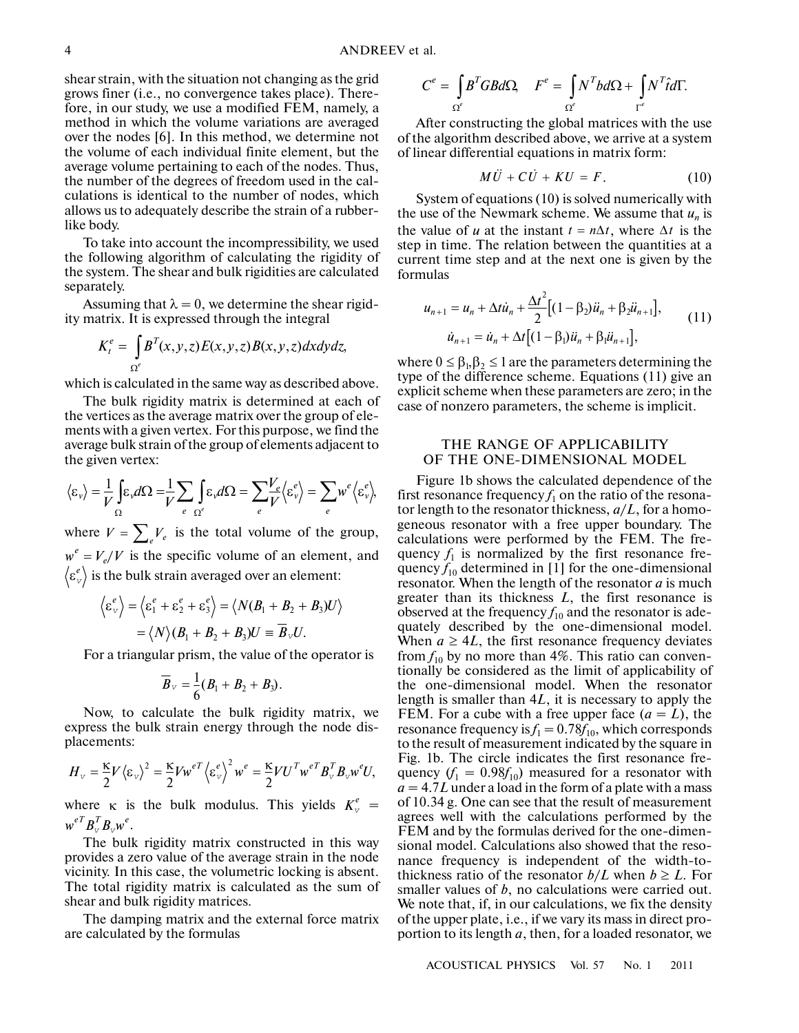shear strain, with the situation not changing as the grid grows finer (i.e., no convergence takes place). Therefore, in our study, we use a modified FEM, namely, a method in which the volume variations are averaged over the nodes [6]. In this method, we determine not the volume of each individual finite element, but the average volume pertaining to each of the nodes. Thus, the number of the degrees of freedom used in the calculations is identical to the number of nodes, which allows us to adequately describe the strain of a rubber-like body.

To take into account the incompressibility, we used the following algorithm of calculating the rigidity of the system. The shear and bulk rigidities are calculated separately.

Assuming that $\lambda = 0$, we determine the shear rigidity matrix. It is expressed through the integral

$$K_t^e = \int_{\Omega^e} B^T(x,y,z)E(x,y,z)B(x,y,z)dxdydz,$$

which is calculated in the same way as described above.

The bulk rigidity matrix is determined at each of the vertices as the average matrix over the group of elements with a given vertex. For this purpose, we find the average bulk strain of the group of elements adjacent to the given vertex:

$$\langle \varepsilon_v \rangle = \frac{1}{V}\int_{\Omega} \varepsilon_v d\Omega = \frac{1}{V}\sum_e \int_{\Omega^e} \varepsilon_v d\Omega = \sum_e \frac{V_e}{V}\langle \varepsilon_v^e \rangle = \sum_e w^e \langle \varepsilon_v^e \rangle,$$

where $V = \sum_e V_e$ is the total volume of the group, $w^e = V_e/V$ is the specific volume of an element, and $\langle \varepsilon_v^e \rangle$ is the bulk strain averaged over an element:

$$\langle \varepsilon_v^e \rangle = \langle \varepsilon_1^e + \varepsilon_2^e + \varepsilon_3^e \rangle = \langle N(B_1 + B_2 + B_3)U \rangle$$
$$= \langle N \rangle (B_1 + B_2 + B_3)U \equiv \overline{B}_v U.$$

For a triangular prism, the value of the operator is

$$\overline{B}_v = \frac{1}{6}(B_1 + B_2 + B_3).$$

Now, to calculate the bulk rigidity matrix, we express the bulk strain energy through the node displacements:

$$H_v = \frac{\kappa}{2}V\langle \varepsilon_v \rangle^2 = \frac{\kappa}{2}Vw^{eT}\langle \varepsilon_v^e \rangle^2 w^e = \frac{\kappa}{2}VU^T w^{eT} B_v^T B_v w^e U,$$

where $\kappa$ is the bulk modulus. This yields $K_v^e = w^{eT} B_v^T B_v w^e$.

The bulk rigidity matrix constructed in this way provides a zero value of the average strain in the node vicinity. In this case, the volumetric locking is absent. The total rigidity matrix is calculated as the sum of shear and bulk rigidity matrices.

The damping matrix and the external force matrix are calculated by the formulas

$$C^e = \int_{\Omega^e} B^T G B d\Omega, \quad F^e = \int_{\Omega^e} N^T b d\Omega + \int_{\Gamma^e} N^T \hat{t} d\Gamma.$$

After constructing the global matrices with the use of the algorithm described above, we arrive at a system of linear differential equations in matrix form:

$$M\ddot{U} + C\dot{U} + KU = F. \tag{10}$$

System of equations (10) is solved numerically with the use of the Newmark scheme. We assume that $u_n$ is the value of $u$ at the instant $t = n\Delta t$, where $\Delta t$ is the step in time. The relation between the quantities at a current time step and at the next one is given by the formulas

$$\begin{aligned} u_{n+1} &= u_n + \Delta t \dot{u}_n + \frac{\Delta t^2}{2}\left[(1-\beta_2)\ddot{u}_n + \beta_2 \ddot{u}_{n+1}\right], \\ \dot{u}_{n+1} &= \dot{u}_n + \Delta t\left[(1-\beta_1)\ddot{u}_n + \beta_1 \ddot{u}_{n+1}\right], \end{aligned} \tag{11}$$

where $0 \le \beta_1, \beta_2 \le 1$ are the parameters determining the type of the difference scheme. Equations (11) give an explicit scheme when these parameters are zero; in the case of nonzero parameters, the scheme is implicit.

## THE RANGE OF APPLICABILITY OF THE ONE-DIMENSIONAL MODEL

Figure 1b shows the calculated dependence of the first resonance frequency $f_1$ on the ratio of the resonator length to the resonator thickness, $a/L$, for a homogeneous resonator with a free upper boundary. The calculations were performed by the FEM. The frequency $f_1$ is normalized by the first resonance frequency $f_{10}$ determined in [1] for the one-dimensional resonator. When the length of the resonator $a$ is much greater than its thickness $L$, the first resonance is observed at the frequency $f_{10}$ and the resonator is adequately described by the one-dimensional model. When $a \ge 4L$, the first resonance frequency deviates from $f_{10}$ by no more than 4%. This ratio can conventionally be considered as the limit of applicability of the one-dimensional model. When the resonator length is smaller than $4L$, it is necessary to apply the FEM. For a cube with a free upper face ($a = L$), the resonance frequency is $f_1 = 0.78f_{10}$, which corresponds to the result of measurement indicated by the square in Fig. 1b. The circle indicates the first resonance frequency ($f_1 = 0.98f_{10}$) measured for a resonator with $a = 4.7L$ under a load in the form of a plate with a mass of 10.34 g. One can see that the result of measurement agrees well with the calculations performed by the FEM and by the formulas derived for the one-dimensional model. Calculations also showed that the resonance frequency is independent of the width-to-thickness ratio of the resonator $b/L$ when $b \ge L$. For smaller values of $b$, no calculations were carried out. We note that, if, in our calculations, we fix the density of the upper plate, i.e., if we vary its mass in direct proportion to its length $a$, then, for a loaded resonator, we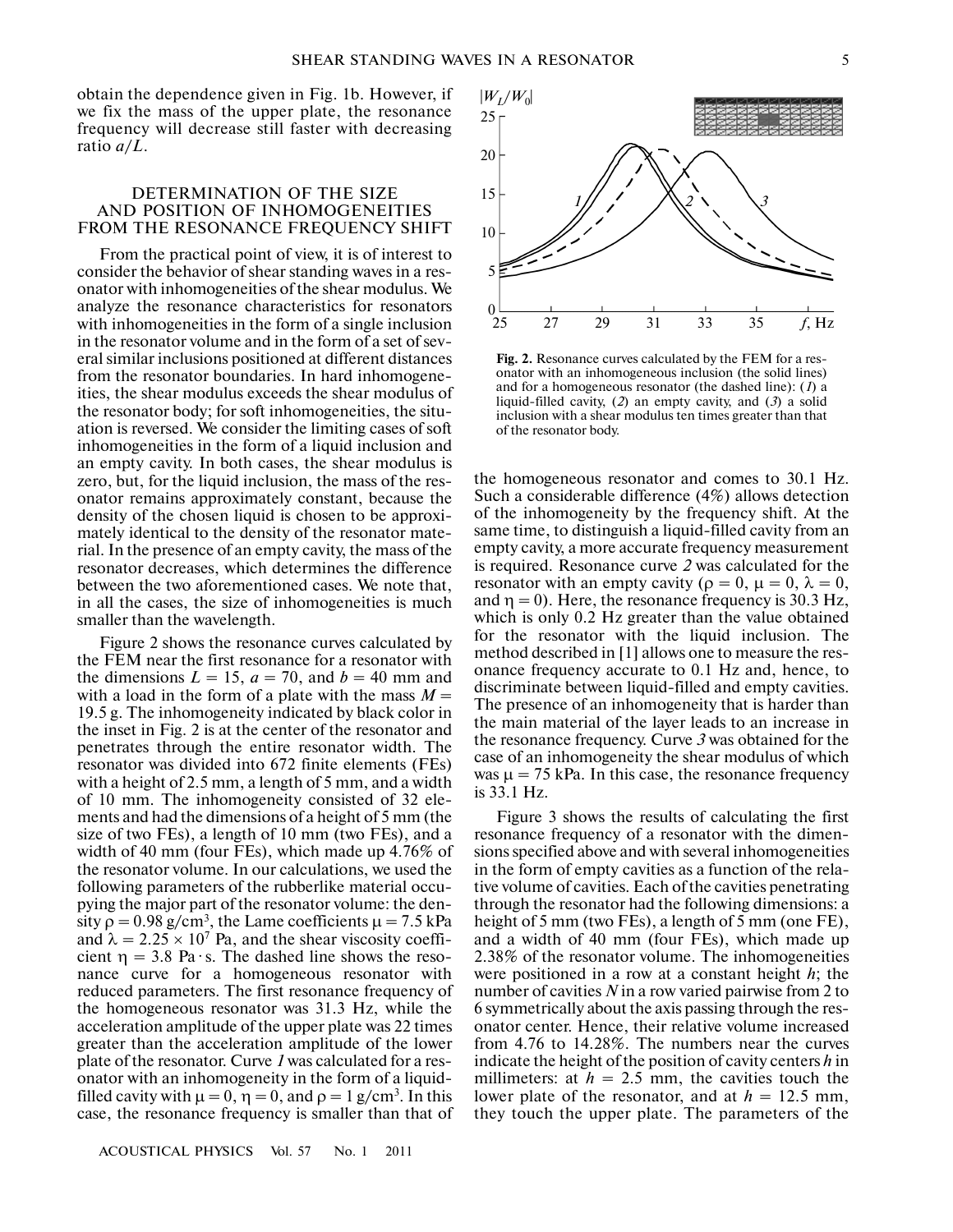obtain the dependence given in Fig. 1b. However, if we fix the mass of the upper plate, the resonance frequency will decrease still faster with decreasing ratio $a/L$.

## DETERMINATION OF THE SIZE AND POSITION OF INHOMOGENEITIES FROM THE RESONANCE FREQUENCY SHIFT

From the practical point of view, it is of interest to consider the behavior of shear standing waves in a resonator with inhomogeneities of the shear modulus. We analyze the resonance characteristics for resonators with inhomogeneities in the form of a single inclusion in the resonator volume and in the form of a set of several similar inclusions positioned at different distances from the resonator boundaries. In hard inhomogeneities, the shear modulus exceeds the shear modulus of the resonator body; for soft inhomogeneities, the situation is reversed. We consider the limiting cases of soft inhomogeneities in the form of a liquid inclusion and an empty cavity. In both cases, the shear modulus is zero, but, for the liquid inclusion, the mass of the resonator remains approximately constant, because the density of the chosen liquid is chosen to be approximately identical to the density of the resonator material. In the presence of an empty cavity, the mass of the resonator decreases, which determines the difference between the two aforementioned cases. We note that, in all the cases, the size of inhomogeneities is much smaller than the wavelength.

Figure 2 shows the resonance curves calculated by the FEM near the first resonance for a resonator with the dimensions $L = 15$, $a = 70$, and $b = 40$ mm and with a load in the form of a plate with the mass $M = 19.5$ g. The inhomogeneity indicated by black color in the inset in Fig. 2 is at the center of the resonator and penetrates through the entire resonator width. The resonator was divided into 672 finite elements (FEs) with a height of 2.5 mm, a length of 5 mm, and a width of 10 mm. The inhomogeneity consisted of 32 elements and had the dimensions of a height of 5 mm (the size of two FEs), a length of 10 mm (two FEs), and a width of 40 mm (four FEs), which made up 4.76% of the resonator volume. In our calculations, we used the following parameters of the rubberlike material occupying the major part of the resonator volume: the density $\rho = 0.98$ g/cm$^3$, the Lame coefficients $\mu = 7.5$ kPa and $\lambda = 2.25 \times 10^7$ Pa, and the shear viscosity coefficient $\eta = 3.8$ Pa $\cdot$ s. The dashed line shows the resonance curve for a homogeneous resonator with reduced parameters. The first resonance frequency of the homogeneous resonator was 31.3 Hz, while the acceleration amplitude of the upper plate was 22 times greater than the acceleration amplitude of the lower plate of the resonator. Curve *1* was calculated for a resonator with an inhomogeneity in the form of a liquid-filled cavity with $\mu = 0$, $\eta = 0$, and $\rho = 1$ g/cm$^3$. In this case, the resonance frequency is smaller than that of the homogeneous resonator and comes to 30.1 Hz. Such a considerable difference (4%) allows detection of the inhomogeneity by the frequency shift. At the same time, to distinguish a liquid-filled cavity from an empty cavity, a more accurate frequency measurement is required. Resonance curve *2* was calculated for the resonator with an empty cavity ($\rho = 0$, $\mu = 0$, $\lambda = 0$, and $\eta = 0$). Here, the resonance frequency is 30.3 Hz, which is only 0.2 Hz greater than the value obtained for the resonator with the liquid inclusion. The method described in [1] allows one to measure the resonance frequency accurate to 0.1 Hz and, hence, to discriminate between liquid-filled and empty cavities. The presence of an inhomogeneity that is harder than the main material of the layer leads to an increase in the resonance frequency. Curve *3* was obtained for the case of an inhomogeneity the shear modulus of which was $\mu = 75$ kPa. In this case, the resonance frequency is 33.1 Hz.

**Fig. 2.** Resonance curves calculated by the FEM for a resonator with an inhomogeneous inclusion (the solid lines) and for a homogeneous resonator (the dashed line): (*1*) a liquid-filled cavity, (*2*) an empty cavity, and (*3*) a solid inclusion with a shear modulus ten times greater than that of the resonator body.

Figure 3 shows the results of calculating the first resonance frequency of a resonator with the dimensions specified above and with several inhomogeneities in the form of empty cavities as a function of the relative volume of cavities. Each of the cavities penetrating through the resonator had the following dimensions: a height of 5 mm (two FEs), a length of 5 mm (one FE), and a width of 40 mm (four FEs), which made up 2.38% of the resonator volume. The inhomogeneities were positioned in a row at a constant height $h$; the number of cavities $N$ in a row varied pairwise from 2 to 6 symmetrically about the axis passing through the resonator center. Hence, their relative volume increased from 4.76 to 14.28%. The numbers near the curves indicate the height of the position of cavity centers $h$ in millimeters: at $h = 2.5$ mm, the cavities touch the lower plate of the resonator, and at $h = 12.5$ mm, they touch the upper plate. The parameters of the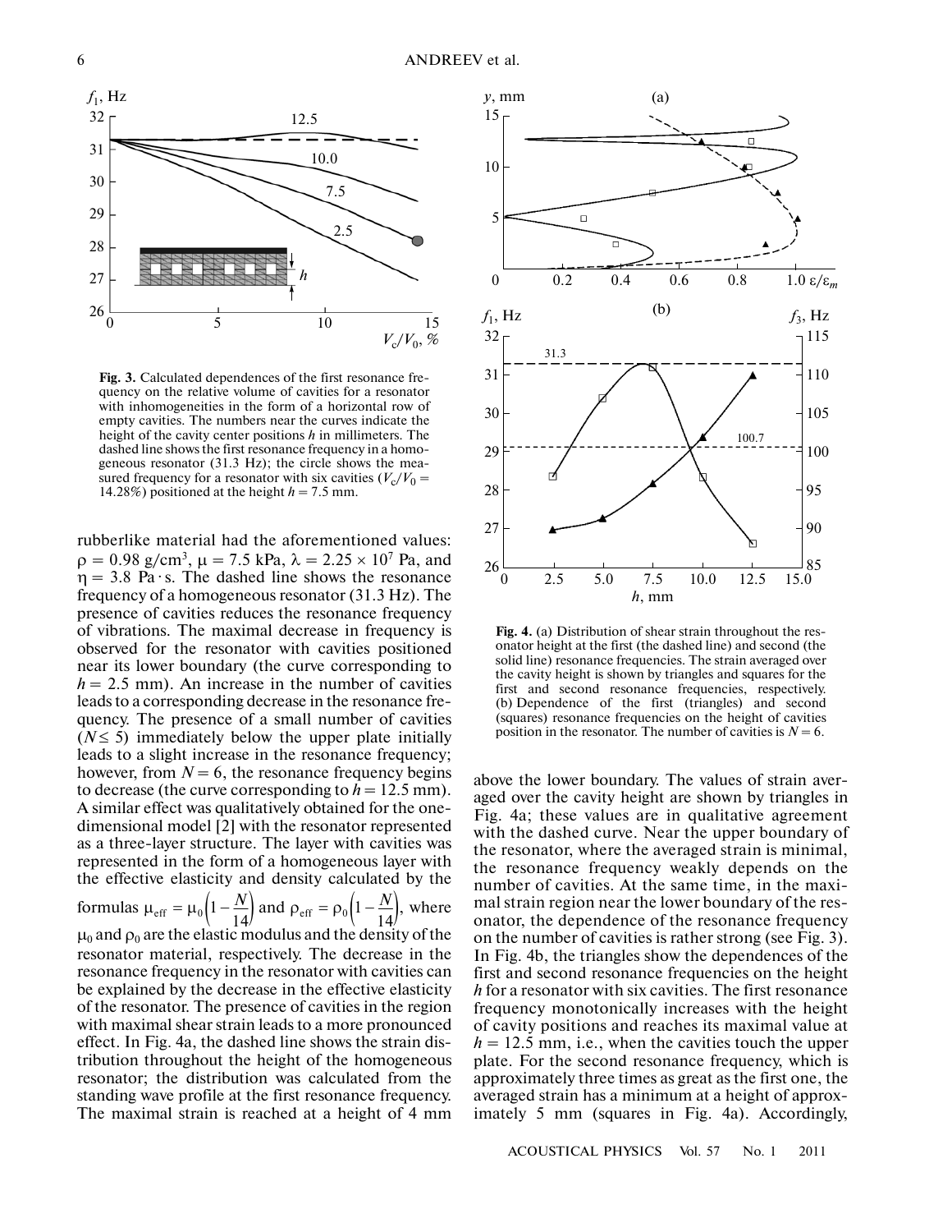**Fig. 3.** Calculated dependences of the first resonance frequency on the relative volume of cavities for a resonator with inhomogeneities in the form of a horizontal row of empty cavities. The numbers near the curves indicate the height of the cavity center positions $h$ in millimeters. The dashed line shows the first resonance frequency in a homogeneous resonator (31.3 Hz); the circle shows the measured frequency for a resonator with six cavities ($V_c/V_0$ = 14.28%) positioned at the height $h$ = 7.5 mm.

rubberlike material had the aforementioned values: $\rho = 0.98$ g/cm$^3$, $\mu = 7.5$ kPa, $\lambda = 2.25 \times 10^7$ Pa, and $\eta = 3.8$ Pa·s. The dashed line shows the resonance frequency of a homogeneous resonator (31.3 Hz). The presence of cavities reduces the resonance frequency of vibrations. The maximal decrease in frequency is observed for the resonator with cavities positioned near its lower boundary (the curve corresponding to $h$ = 2.5 mm). An increase in the number of cavities leads to a corresponding decrease in the resonance frequency. The presence of a small number of cavities ($N \leq 5$) immediately below the upper plate initially leads to a slight increase in the resonance frequency; however, from $N$ = 6, the resonance frequency begins to decrease (the curve corresponding to $h$ = 12.5 mm). A similar effect was qualitatively obtained for the one-dimensional model [2] with the resonator represented as a three-layer structure. The layer with cavities was represented in the form of a homogeneous layer with the effective elasticity and density calculated by the formulas $\mu_{\text{eff}} = \mu_0\left(1 - \frac{N}{14}\right)$ and $\rho_{\text{eff}} = \rho_0\left(1 - \frac{N}{14}\right)$, where $\mu_0$ and $\rho_0$ are the elastic modulus and the density of the resonator material, respectively. The decrease in the resonance frequency in the resonator with cavities can be explained by the decrease in the effective elasticity of the resonator. The presence of cavities in the region with maximal shear strain leads to a more pronounced effect. In Fig. 4a, the dashed line shows the strain distribution throughout the height of the homogeneous resonator; the distribution was calculated from the standing wave profile at the first resonance frequency. The maximal strain is reached at a height of 4 mm above the lower boundary. The values of strain averaged over the cavity height are shown by triangles in Fig. 4a; these values are in qualitative agreement with the dashed curve. Near the upper boundary of the resonator, where the averaged strain is minimal, the resonance frequency weakly depends on the number of cavities. At the same time, in the maximal strain region near the lower boundary of the resonator, the dependence of the resonance frequency on the number of cavities is rather strong (see Fig. 3). In Fig. 4b, the triangles show the dependences of the first and second resonance frequencies on the height $h$ for a resonator with six cavities. The first resonance frequency monotonically increases with the height of cavity positions and reaches its maximal value at $h$ = 12.5 mm, i.e., when the cavities touch the upper plate. For the second resonance frequency, which is approximately three times as great as the first one, the averaged strain has a minimum at a height of approximately 5 mm (squares in Fig. 4a). Accordingly,

**Fig. 4.** (a) Distribution of shear strain throughout the resonator height at the first (the dashed line) and second (the solid line) resonance frequencies. The strain averaged over the cavity height is shown by triangles and squares for the first and second resonance frequencies, respectively. (b) Dependence of the first (triangles) and second (squares) resonance frequencies on the height of cavities position in the resonator. The number of cavities is $N$ = 6.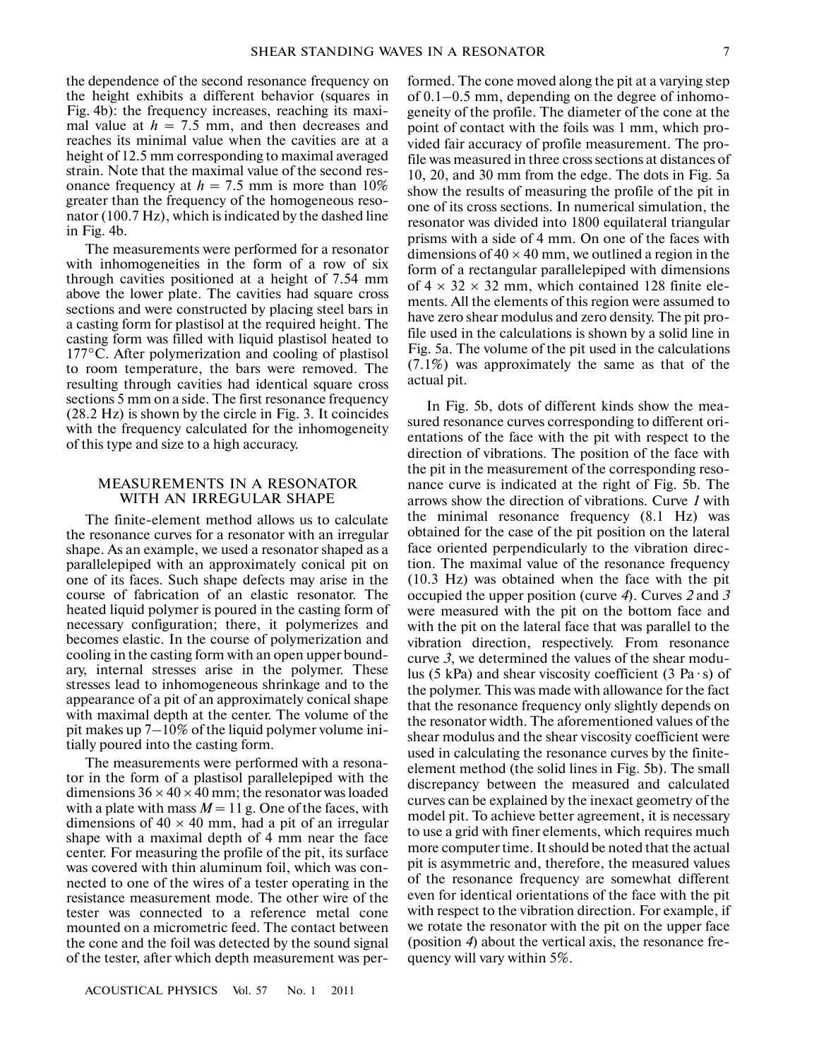the dependence of the second resonance frequency on the height exhibits a different behavior (squares in Fig. 4b): the frequency increases, reaching its maximal value at $h = 7.5$ mm, and then decreases and reaches its minimal value when the cavities are at a height of 12.5 mm corresponding to maximal averaged strain. Note that the maximal value of the second resonance frequency at $h = 7.5$ mm is more than 10% greater than the frequency of the homogeneous resonator (100.7 Hz), which is indicated by the dashed line in Fig. 4b.

The measurements were performed for a resonator with inhomogeneities in the form of a row of six through cavities positioned at a height of 7.54 mm above the lower plate. The cavities had square cross sections and were constructed by placing steel bars in a casting form for plastisol at the required height. The casting form was filled with liquid plastisol heated to 177°C. After polymerization and cooling of plastisol to room temperature, the bars were removed. The resulting through cavities had identical square cross sections 5 mm on a side. The first resonance frequency (28.2 Hz) is shown by the circle in Fig. 3. It coincides with the frequency calculated for the inhomogeneity of this type and size to a high accuracy.

## MEASUREMENTS IN A RESONATOR WITH AN IRREGULAR SHAPE

The finite-element method allows us to calculate the resonance curves for a resonator with an irregular shape. As an example, we used a resonator shaped as a parallelepiped with an approximately conical pit on one of its faces. Such shape defects may arise in the course of fabrication of an elastic resonator. The heated liquid polymer is poured in the casting form of necessary configuration; there, it polymerizes and becomes elastic. In the course of polymerization and cooling in the casting form with an open upper boundary, internal stresses arise in the polymer. These stresses lead to inhomogeneous shrinkage and to the appearance of a pit of an approximately conical shape with maximal depth at the center. The volume of the pit makes up 7–10% of the liquid polymer volume initially poured into the casting form.

The measurements were performed with a resonator in the form of a plastisol parallelepiped with the dimensions $36 \times 40 \times 40$ mm; the resonator was loaded with a plate with mass $M = 11$ g. One of the faces, with dimensions of $40 \times 40$ mm, had a pit of an irregular shape with a maximal depth of 4 mm near the face center. For measuring the profile of the pit, its surface was covered with thin aluminum foil, which was connected to one of the wires of a tester operating in the resistance measurement mode. The other wire of the tester was connected to a reference metal cone mounted on a micrometric feed. The contact between the cone and the foil was detected by the sound signal of the tester, after which depth measurement was performed. The cone moved along the pit at a varying step of 0.1–0.5 mm, depending on the degree of inhomogeneity of the profile. The diameter of the cone at the point of contact with the foils was 1 mm, which provided fair accuracy of profile measurement. The profile was measured in three cross sections at distances of 10, 20, and 30 mm from the edge. The dots in Fig. 5a show the results of measuring the profile of the pit in one of its cross sections. In numerical simulation, the resonator was divided into 1800 equilateral triangular prisms with a side of 4 mm. On one of the faces with dimensions of $40 \times 40$ mm, we outlined a region in the form of a rectangular parallelepiped with dimensions of $4 \times 32 \times 32$ mm, which contained 128 finite elements. All the elements of this region were assumed to have zero shear modulus and zero density. The pit profile used in the calculations is shown by a solid line in Fig. 5a. The volume of the pit used in the calculations (7.1%) was approximately the same as that of the actual pit.

In Fig. 5b, dots of different kinds show the measured resonance curves corresponding to different orientations of the face with the pit with respect to the direction of vibrations. The position of the face with the pit in the measurement of the corresponding resonance curve is indicated at the right of Fig. 5b. The arrows show the direction of vibrations. Curve *1* with the minimal resonance frequency (8.1 Hz) was obtained for the case of the pit position on the lateral face oriented perpendicularly to the vibration direction. The maximal value of the resonance frequency (10.3 Hz) was obtained when the face with the pit occupied the upper position (curve *4*). Curves *2* and *3* were measured with the pit on the bottom face and with the pit on the lateral face that was parallel to the vibration direction, respectively. From resonance curve *3*, we determined the values of the shear modulus (5 kPa) and shear viscosity coefficient (3 Pa · s) of the polymer. This was made with allowance for the fact that the resonance frequency only slightly depends on the resonator width. The aforementioned values of the shear modulus and the shear viscosity coefficient were used in calculating the resonance curves by the finite-element method (the solid lines in Fig. 5b). The small discrepancy between the measured and calculated curves can be explained by the inexact geometry of the model pit. To achieve better agreement, it is necessary to use a grid with finer elements, which requires much more computer time. It should be noted that the actual pit is asymmetric and, therefore, the measured values of the resonance frequency are somewhat different even for identical orientations of the face with the pit with respect to the vibration direction. For example, if we rotate the resonator with the pit on the upper face (position *4*) about the vertical axis, the resonance frequency will vary within 5%.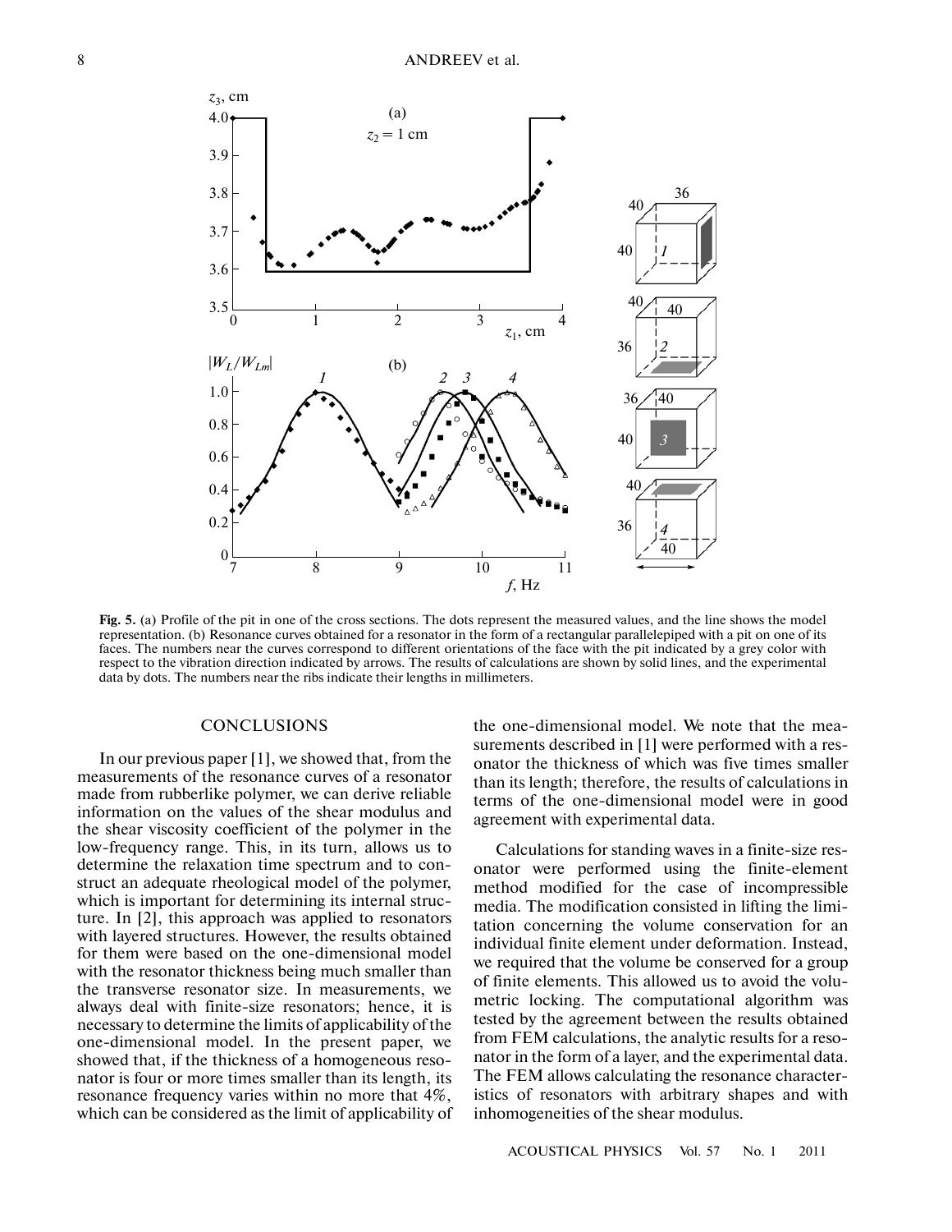**Fig. 5.** (a) Profile of the pit in one of the cross sections. The dots represent the measured values, and the line shows the model representation. (b) Resonance curves obtained for a resonator in the form of a rectangular parallelepiped with a pit on one of its faces. The numbers near the curves correspond to different orientations of the face with the pit indicated by a grey color with respect to the vibration direction indicated by arrows. The results of calculations are shown by solid lines, and the experimental data by dots. The numbers near the ribs indicate their lengths in millimeters.

## CONCLUSIONS

In our previous paper [1], we showed that, from the measurements of the resonance curves of a resonator made from rubberlike polymer, we can derive reliable information on the values of the shear modulus and the shear viscosity coefficient of the polymer in the low-frequency range. This, in its turn, allows us to determine the relaxation time spectrum and to construct an adequate rheological model of the polymer, which is important for determining its internal structure. In [2], this approach was applied to resonators with layered structures. However, the results obtained for them were based on the one-dimensional model with the resonator thickness being much smaller than the transverse resonator size. In measurements, we always deal with finite-size resonators; hence, it is necessary to determine the limits of applicability of the one-dimensional model. In the present paper, we showed that, if the thickness of a homogeneous resonator is four or more times smaller than its length, its resonance frequency varies within no more that 4%, which can be considered as the limit of applicability of the one-dimensional model. We note that the measurements described in [1] were performed with a resonator the thickness of which was five times smaller than its length; therefore, the results of calculations in terms of the one-dimensional model were in good agreement with experimental data.

Calculations for standing waves in a finite-size resonator were performed using the finite-element method modified for the case of incompressible media. The modification consisted in lifting the limitation concerning the volume conservation for an individual finite element under deformation. Instead, we required that the volume be conserved for a group of finite elements. This allowed us to avoid the volumetric locking. The computational algorithm was tested by the agreement between the results obtained from FEM calculations, the analytic results for a resonator in the form of a layer, and the experimental data. The FEM allows calculating the resonance characteristics of resonators with arbitrary shapes and with inhomogeneities of the shear modulus.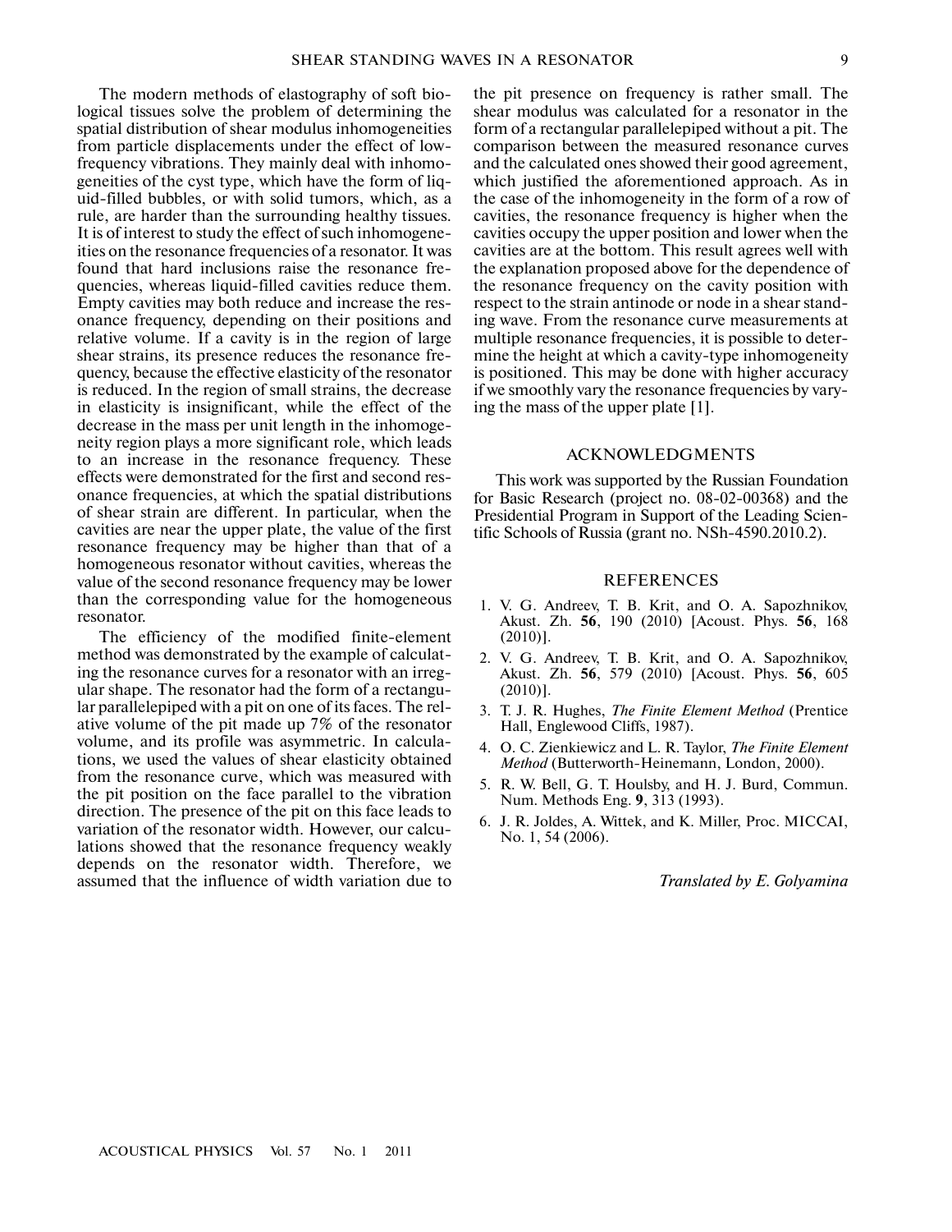The modern methods of elastography of soft biological tissues solve the problem of determining the spatial distribution of shear modulus inhomogeneities from particle displacements under the effect of low-frequency vibrations. They mainly deal with inhomogeneities of the cyst type, which have the form of liquid-filled bubbles, or with solid tumors, which, as a rule, are harder than the surrounding healthy tissues. It is of interest to study the effect of such inhomogeneities on the resonance frequencies of a resonator. It was found that hard inclusions raise the resonance frequencies, whereas liquid-filled cavities reduce them. Empty cavities may both reduce and increase the resonance frequency, depending on their positions and relative volume. If a cavity is in the region of large shear strains, its presence reduces the resonance frequency, because the effective elasticity of the resonator is reduced. In the region of small strains, the decrease in elasticity is insignificant, while the effect of the decrease in the mass per unit length in the inhomogeneity region plays a more significant role, which leads to an increase in the resonance frequency. These effects were demonstrated for the first and second resonance frequencies, at which the spatial distributions of shear strain are different. In particular, when the cavities are near the upper plate, the value of the first resonance frequency may be higher than that of a homogeneous resonator without cavities, whereas the value of the second resonance frequency may be lower than the corresponding value for the homogeneous resonator.

The efficiency of the modified finite-element method was demonstrated by the example of calculating the resonance curves for a resonator with an irregular shape. The resonator had the form of a rectangular parallelepiped with a pit on one of its faces. The relative volume of the pit made up 7% of the resonator volume, and its profile was asymmetric. In calculations, we used the values of shear elasticity obtained from the resonance curve, which was measured with the pit position on the face parallel to the vibration direction. The presence of the pit on this face leads to variation of the resonator width. However, our calculations showed that the resonance frequency weakly depends on the resonator width. Therefore, we assumed that the influence of width variation due to the pit presence on frequency is rather small. The shear modulus was calculated for a resonator in the form of a rectangular parallelepiped without a pit. The comparison between the measured resonance curves and the calculated ones showed their good agreement, which justified the aforementioned approach. As in the case of the inhomogeneity in the form of a row of cavities, the resonance frequency is higher when the cavities occupy the upper position and lower when the cavities are at the bottom. This result agrees well with the explanation proposed above for the dependence of the resonance frequency on the cavity position with respect to the strain antinode or node in a shear standing wave. From the resonance curve measurements at multiple resonance frequencies, it is possible to determine the height at which a cavity-type inhomogeneity is positioned. This may be done with higher accuracy if we smoothly vary the resonance frequencies by varying the mass of the upper plate [1].

## ACKNOWLEDGMENTS

This work was supported by the Russian Foundation for Basic Research (project no. 08-02-00368) and the Presidential Program in Support of the Leading Scientific Schools of Russia (grant no. NSh-4590.2010.2).

## REFERENCES

1. V. G. Andreev, T. B. Krit, and O. A. Sapozhnikov, Akust. Zh. **56**, 190 (2010) [Acoust. Phys. **56**, 168 (2010)].
2. V. G. Andreev, T. B. Krit, and O. A. Sapozhnikov, Akust. Zh. **56**, 579 (2010) [Acoust. Phys. **56**, 605 (2010)].
3. T. J. R. Hughes, *The Finite Element Method* (Prentice Hall, Englewood Cliffs, 1987).
4. O. C. Zienkiewicz and L. R. Taylor, *The Finite Element Method* (Butterworth-Heinemann, London, 2000).
5. R. W. Bell, G. T. Houlsby, and H. J. Burd, Commun. Num. Methods Eng. **9**, 313 (1993).
6. J. R. Joldes, A. Wittek, and K. Miller, Proc. MICCAI, No. 1, 54 (2006).

*Translated by E. Golyamina*